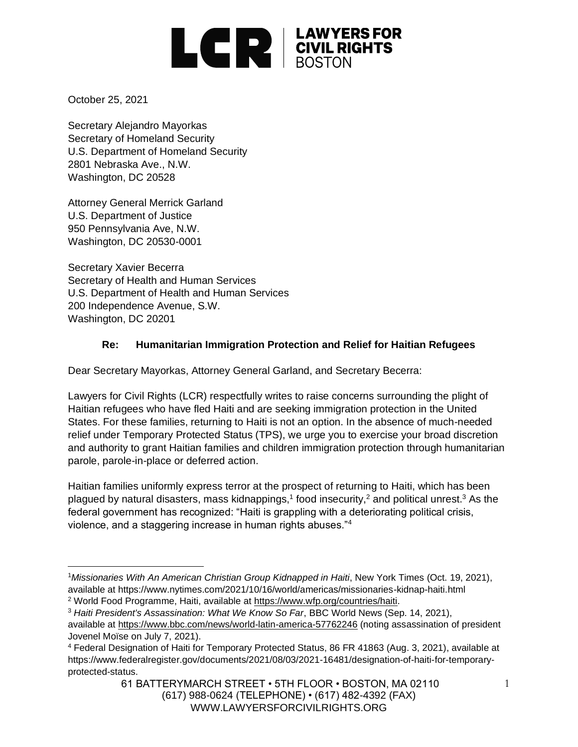LCR | LAWYERS FOR CIVIL RIGHTS BOSTON

October 25, 2021

Secretary Alejandro Mayorkas
Secretary of Homeland Security
U.S. Department of Homeland Security
2801 Nebraska Ave., N.W.
Washington, DC 20528

Attorney General Merrick Garland
U.S. Department of Justice
950 Pennsylvania Ave, N.W.
Washington, DC 20530-0001

Secretary Xavier Becerra
Secretary of Health and Human Services
U.S. Department of Health and Human Services
200 Independence Avenue, S.W.
Washington, DC 20201

**Re: Humanitarian Immigration Protection and Relief for Haitian Refugees**

Dear Secretary Mayorkas, Attorney General Garland, and Secretary Becerra:

Lawyers for Civil Rights (LCR) respectfully writes to raise concerns surrounding the plight of Haitian refugees who have fled Haiti and are seeking immigration protection in the United States. For these families, returning to Haiti is not an option. In the absence of much-needed relief under Temporary Protected Status (TPS), we urge you to exercise your broad discretion and authority to grant Haitian families and children immigration protection through humanitarian parole, parole-in-place or deferred action.

Haitian families uniformly express terror at the prospect of returning to Haiti, which has been plagued by natural disasters, mass kidnappings,[1] food insecurity,[2] and political unrest.[3] As the federal government has recognized: "Haiti is grappling with a deteriorating political crisis, violence, and a staggering increase in human rights abuses."[4]

---

[1] *Missionaries With An American Christian Group Kidnapped in Haiti*, New York Times (Oct. 19, 2021), available at https://www.nytimes.com/2021/10/16/world/americas/missionaries-kidnap-haiti.html

[2] World Food Programme, Haiti, available at https://www.wfp.org/countries/haiti.

[3] *Haiti President's Assassination: What We Know So Far*, BBC World News (Sep. 14, 2021), available at https://www.bbc.com/news/world-latin-america-57762246 (noting assassination of president Jovenel Moïse on July 7, 2021).

[4] Federal Designation of Haiti for Temporary Protected Status, 86 FR 41863 (Aug. 3, 2021), available at https://www.federalregister.gov/documents/2021/08/03/2021-16481/designation-of-haiti-for-temporary-protected-status.

61 BATTERYMARCH STREET • 5TH FLOOR • BOSTON, MA 02110
(617) 988-0624 (TELEPHONE) • (617) 482-4392 (FAX)
WWW.LAWYERSFORCIVILRIGHTS.ORG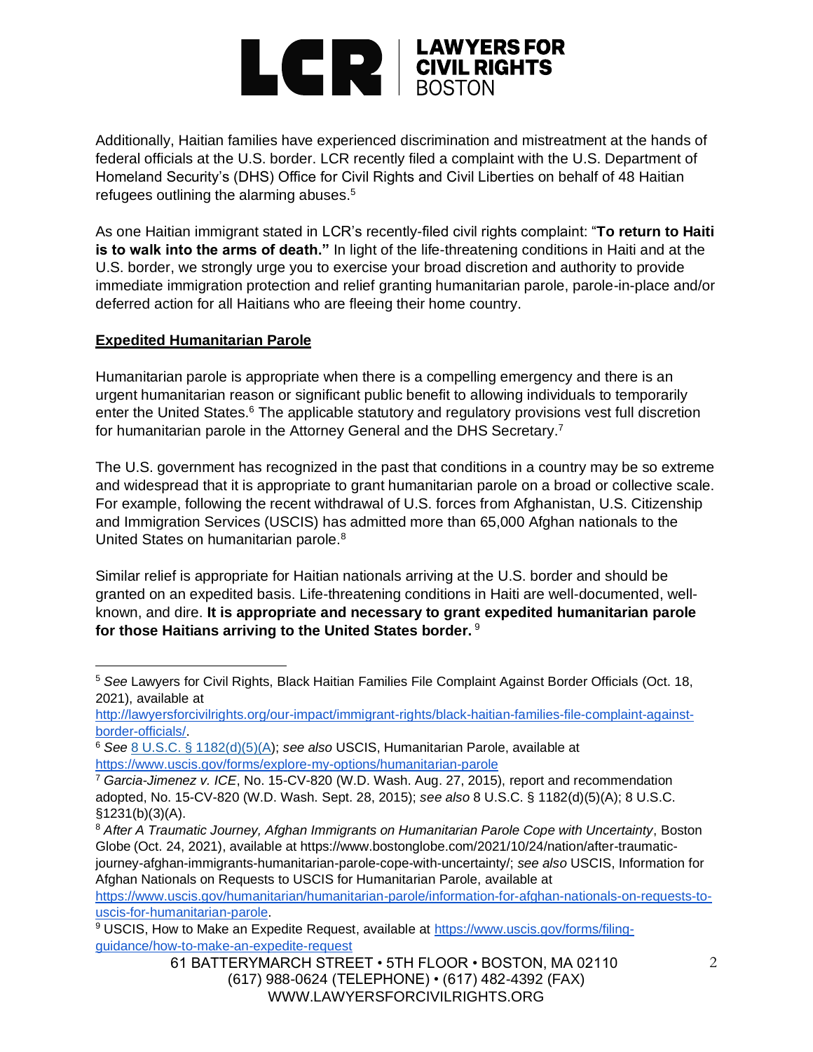Additionally, Haitian families have experienced discrimination and mistreatment at the hands of federal officials at the U.S. border. LCR recently filed a complaint with the U.S. Department of Homeland Security's (DHS) Office for Civil Rights and Civil Liberties on behalf of 48 Haitian refugees outlining the alarming abuses.[5]

As one Haitian immigrant stated in LCR's recently-filed civil rights complaint: "**To return to Haiti is to walk into the arms of death."** In light of the life-threatening conditions in Haiti and at the U.S. border, we strongly urge you to exercise your broad discretion and authority to provide immediate immigration protection and relief granting humanitarian parole, parole-in-place and/or deferred action for all Haitians who are fleeing their home country.

**Expedited Humanitarian Parole**

Humanitarian parole is appropriate when there is a compelling emergency and there is an urgent humanitarian reason or significant public benefit to allowing individuals to temporarily enter the United States.[6] The applicable statutory and regulatory provisions vest full discretion for humanitarian parole in the Attorney General and the DHS Secretary.[7]

The U.S. government has recognized in the past that conditions in a country may be so extreme and widespread that it is appropriate to grant humanitarian parole on a broad or collective scale. For example, following the recent withdrawal of U.S. forces from Afghanistan, U.S. Citizenship and Immigration Services (USCIS) has admitted more than 65,000 Afghan nationals to the United States on humanitarian parole.[8]

Similar relief is appropriate for Haitian nationals arriving at the U.S. border and should be granted on an expedited basis. Life-threatening conditions in Haiti are well-documented, well-known, and dire. **It is appropriate and necessary to grant expedited humanitarian parole for those Haitians arriving to the United States border.** [9]

---

[5] *See* Lawyers for Civil Rights, Black Haitian Families File Complaint Against Border Officials (Oct. 18, 2021), available at http://lawyersforcivilrights.org/our-impact/immigrant-rights/black-haitian-families-file-complaint-against-border-officials/.

[6] *See* 8 U.S.C. § 1182(d)(5)(A); *see also* USCIS, Humanitarian Parole, available at https://www.uscis.gov/forms/explore-my-options/humanitarian-parole

[7] *Garcia-Jimenez v. ICE*, No. 15-CV-820 (W.D. Wash. Aug. 27, 2015), report and recommendation adopted, No. 15-CV-820 (W.D. Wash. Sept. 28, 2015); *see also* 8 U.S.C. § 1182(d)(5)(A); 8 U.S.C. §1231(b)(3)(A).

[8] *After A Traumatic Journey, Afghan Immigrants on Humanitarian Parole Cope with Uncertainty*, Boston Globe (Oct. 24, 2021), available at https://www.bostonglobe.com/2021/10/24/nation/after-traumatic-journey-afghan-immigrants-humanitarian-parole-cope-with-uncertainty/; *see also* USCIS, Information for Afghan Nationals on Requests to USCIS for Humanitarian Parole, available at https://www.uscis.gov/humanitarian/humanitarian-parole/information-for-afghan-nationals-on-requests-to-uscis-for-humanitarian-parole.

[9] USCIS, How to Make an Expedite Request, available at https://www.uscis.gov/forms/filing-guidance/how-to-make-an-expedite-request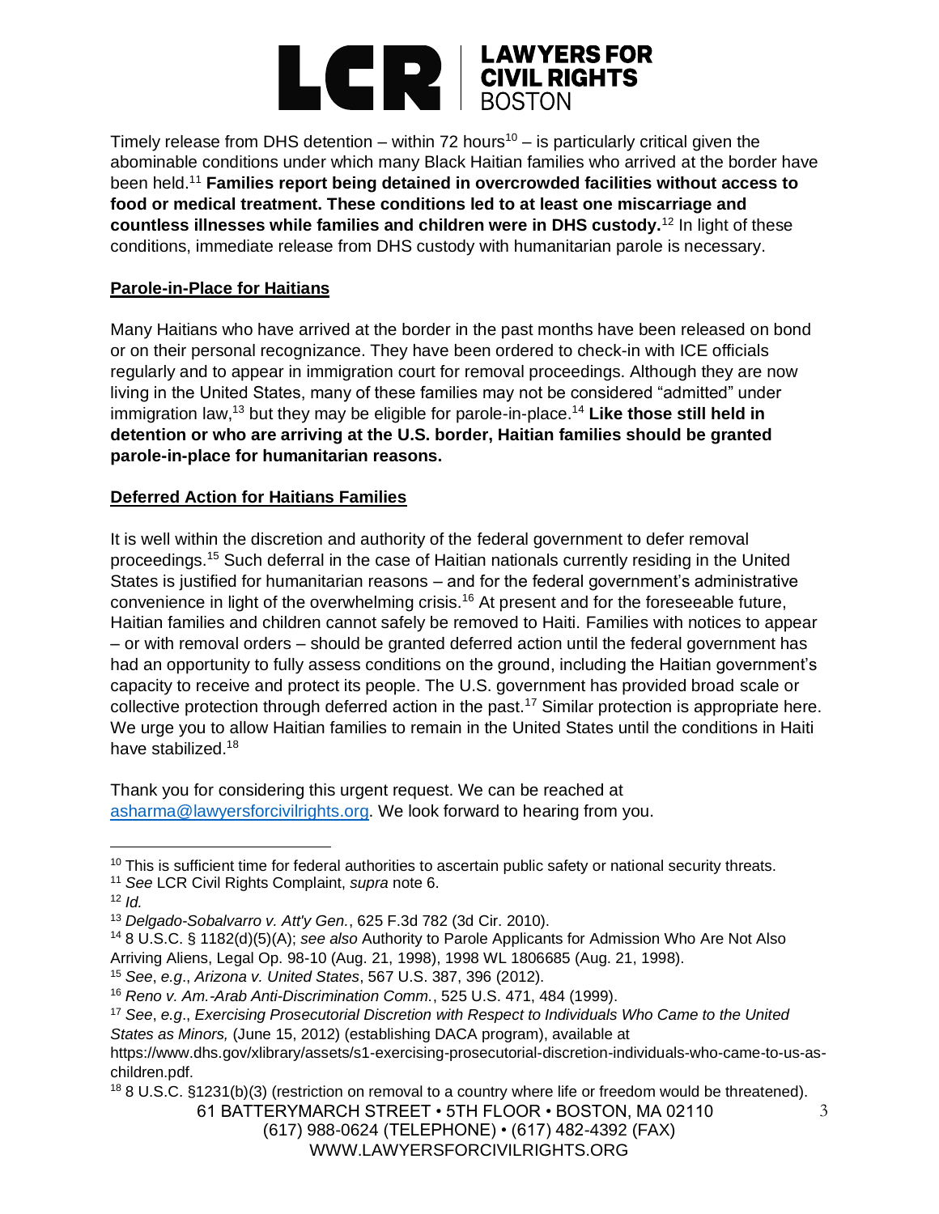Timely release from DHS detention – within 72 hours[10] – is particularly critical given the abominable conditions under which many Black Haitian families who arrived at the border have been held.[11] **Families report being detained in overcrowded facilities without access to food or medical treatment. These conditions led to at least one miscarriage and countless illnesses while families and children were in DHS custody.**[12] In light of these conditions, immediate release from DHS custody with humanitarian parole is necessary.

**Parole-in-Place for Haitians**

Many Haitians who have arrived at the border in the past months have been released on bond or on their personal recognizance. They have been ordered to check-in with ICE officials regularly and to appear in immigration court for removal proceedings. Although they are now living in the United States, many of these families may not be considered "admitted" under immigration law,[13] but they may be eligible for parole-in-place.[14] **Like those still held in detention or who are arriving at the U.S. border, Haitian families should be granted parole-in-place for humanitarian reasons.**

**Deferred Action for Haitians Families**

It is well within the discretion and authority of the federal government to defer removal proceedings.[15] Such deferral in the case of Haitian nationals currently residing in the United States is justified for humanitarian reasons – and for the federal government's administrative convenience in light of the overwhelming crisis.[16] At present and for the foreseeable future, Haitian families and children cannot safely be removed to Haiti. Families with notices to appear – or with removal orders – should be granted deferred action until the federal government has had an opportunity to fully assess conditions on the ground, including the Haitian government's capacity to receive and protect its people. The U.S. government has provided broad scale or collective protection through deferred action in the past.[17] Similar protection is appropriate here. We urge you to allow Haitian families to remain in the United States until the conditions in Haiti have stabilized.[18]

Thank you for considering this urgent request. We can be reached at [asharma@lawyersforcivilrights.org](mailto:asharma@lawyersforcivilrights.org). We look forward to hearing from you.

---

[10] This is sufficient time for federal authorities to ascertain public safety or national security threats.

[11] *See* LCR Civil Rights Complaint, *supra* note 6.

[12] *Id.*

[13] *Delgado-Sobalvarro v. Att'y Gen.*, 625 F.3d 782 (3d Cir. 2010).

[14] 8 U.S.C. § 1182(d)(5)(A); *see also* Authority to Parole Applicants for Admission Who Are Not Also Arriving Aliens, Legal Op. 98-10 (Aug. 21, 1998), 1998 WL 1806685 (Aug. 21, 1998).

[15] *See*, *e.g*., *Arizona v. United States*, 567 U.S. 387, 396 (2012).

[16] *Reno v. Am.-Arab Anti-Discrimination Comm.*, 525 U.S. 471, 484 (1999).

[17] *See*, *e.g*., *Exercising Prosecutorial Discretion with Respect to Individuals Who Came to the United States as Minors,* (June 15, 2012) (establishing DACA program), available at https://www.dhs.gov/xlibrary/assets/s1-exercising-prosecutorial-discretion-individuals-who-came-to-us-as-children.pdf.

[18] 8 U.S.C. §1231(b)(3) (restriction on removal to a country where life or freedom would be threatened).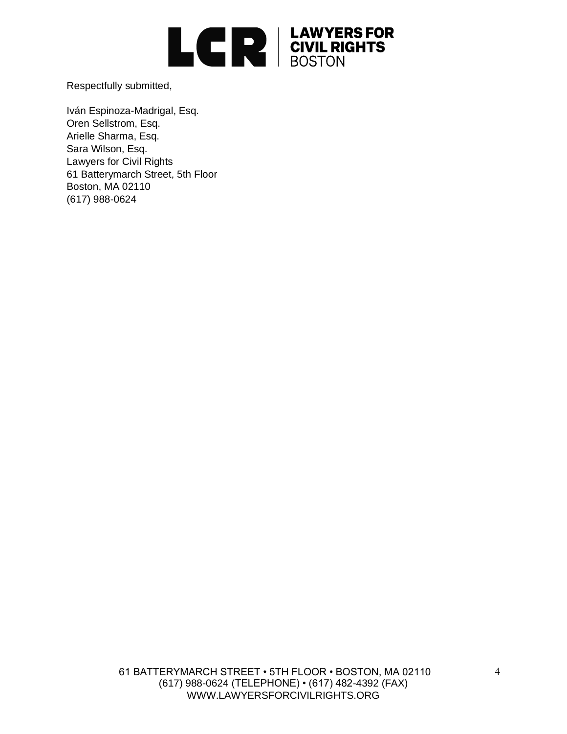Respectfully submitted,

Iván Espinoza-Madrigal, Esq.
Oren Sellstrom, Esq.
Arielle Sharma, Esq.
Sara Wilson, Esq.
Lawyers for Civil Rights
61 Batterymarch Street, 5th Floor
Boston, MA 02110
(617) 988-0624